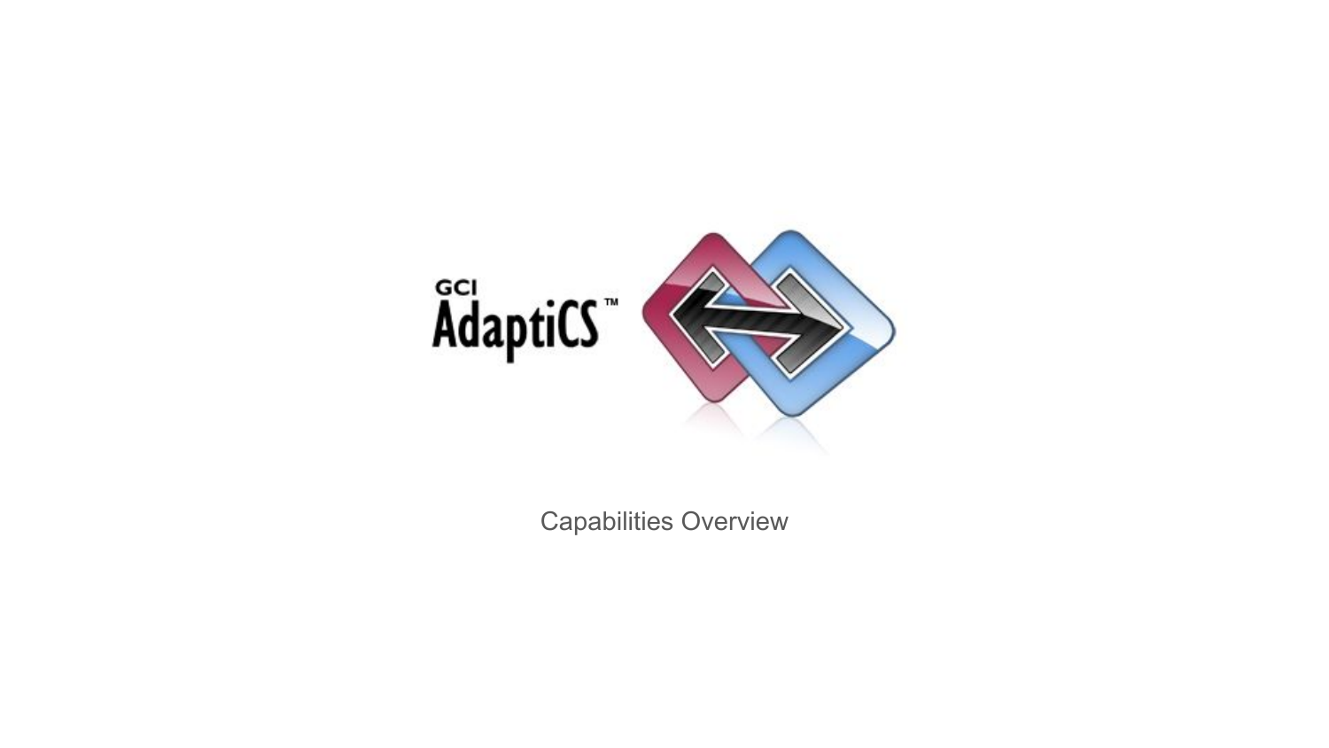# GCI AdaptiCS™

Capabilities Overview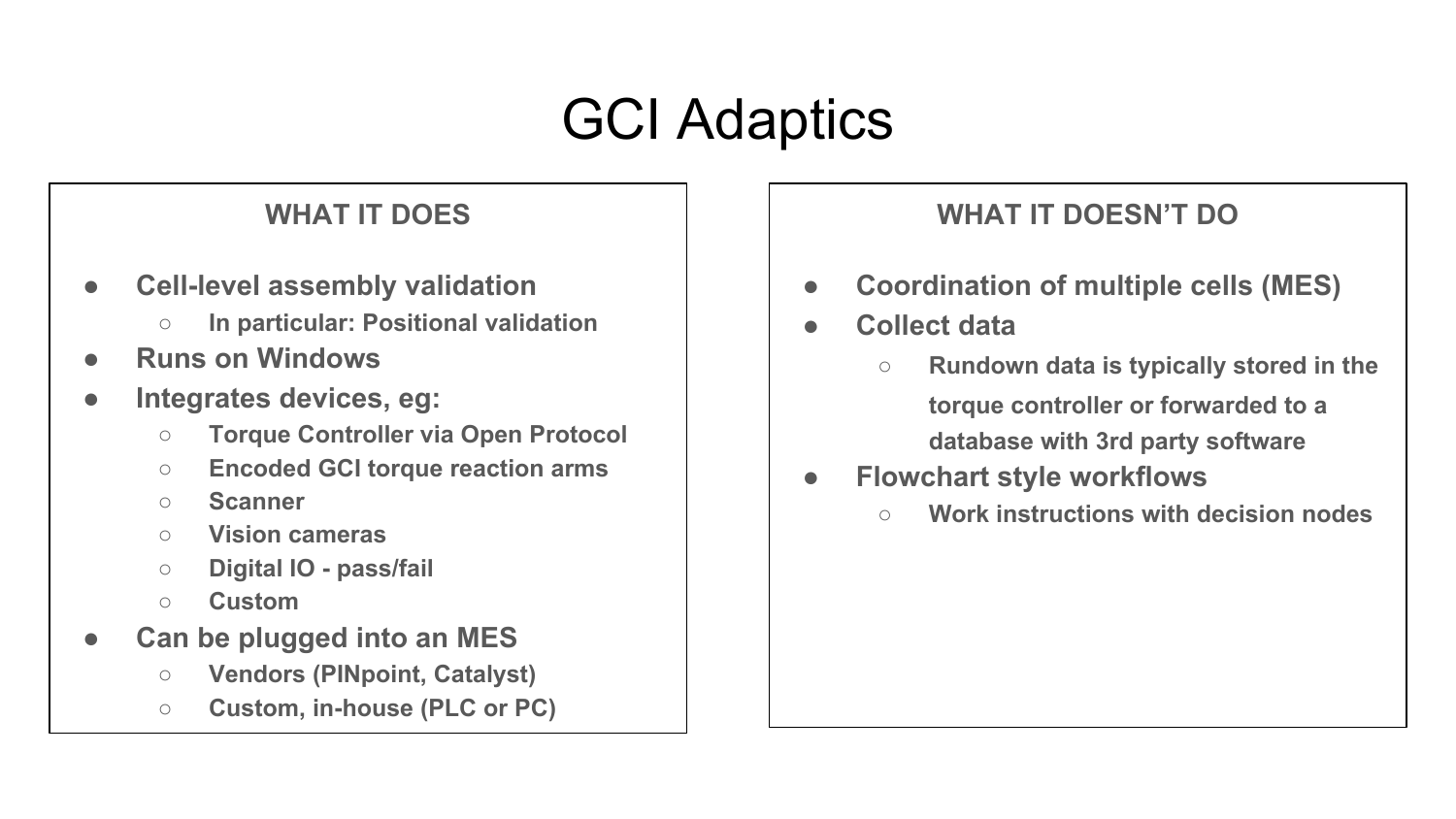# GCI Adaptics

## WHAT IT DOES

- **Cell-level assembly validation**
  - **In particular: Positional validation**
- **Runs on Windows**
- **Integrates devices, eg:**
  - **Torque Controller via Open Protocol**
  - **Encoded GCI torque reaction arms**
  - **Scanner**
  - **Vision cameras**
  - **Digital IO - pass/fail**
  - **Custom**
- **Can be plugged into an MES**
  - **Vendors (PINpoint, Catalyst)**
  - **Custom, in-house (PLC or PC)**

## WHAT IT DOESN'T DO

- **Coordination of multiple cells (MES)**
- **Collect data**
  - **Rundown data is typically stored in the torque controller or forwarded to a database with 3rd party software**
- **Flowchart style workflows**
  - **Work instructions with decision nodes**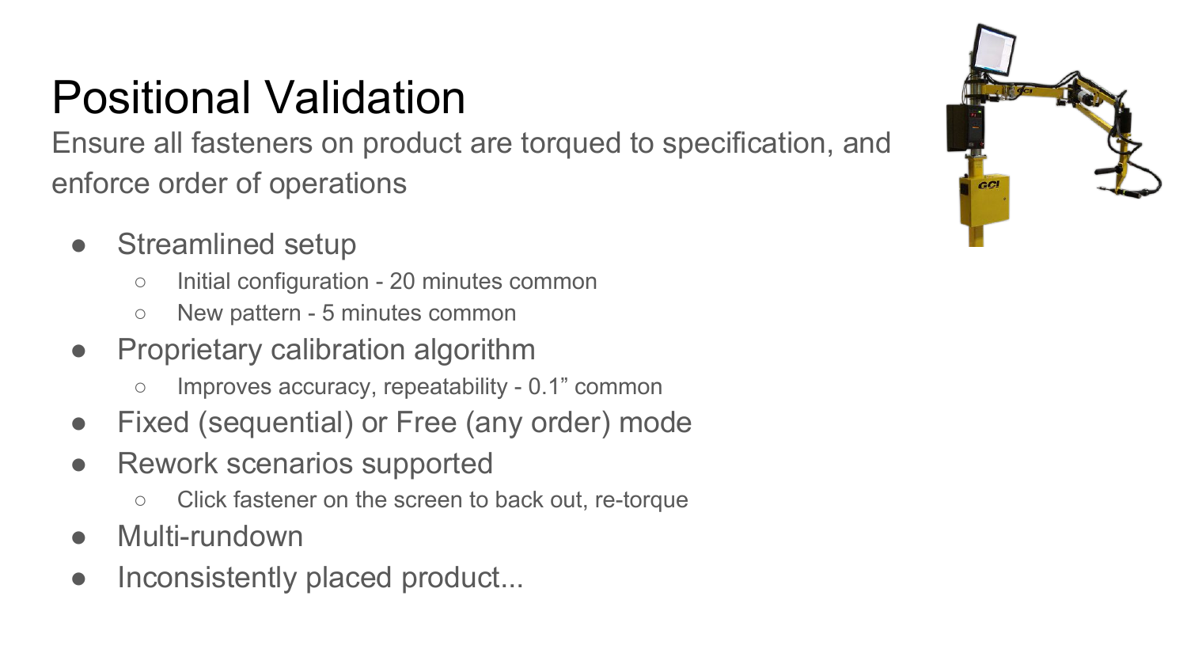# Positional Validation

Ensure all fasteners on product are torqued to specification, and enforce order of operations

- Streamlined setup
  - Initial configuration - 20 minutes common
  - New pattern - 5 minutes common
- Proprietary calibration algorithm
  - Improves accuracy, repeatability - 0.1” common
- Fixed (sequential) or Free (any order) mode
- Rework scenarios supported
  - Click fastener on the screen to back out, re-torque
- Multi-rundown
- Inconsistently placed product...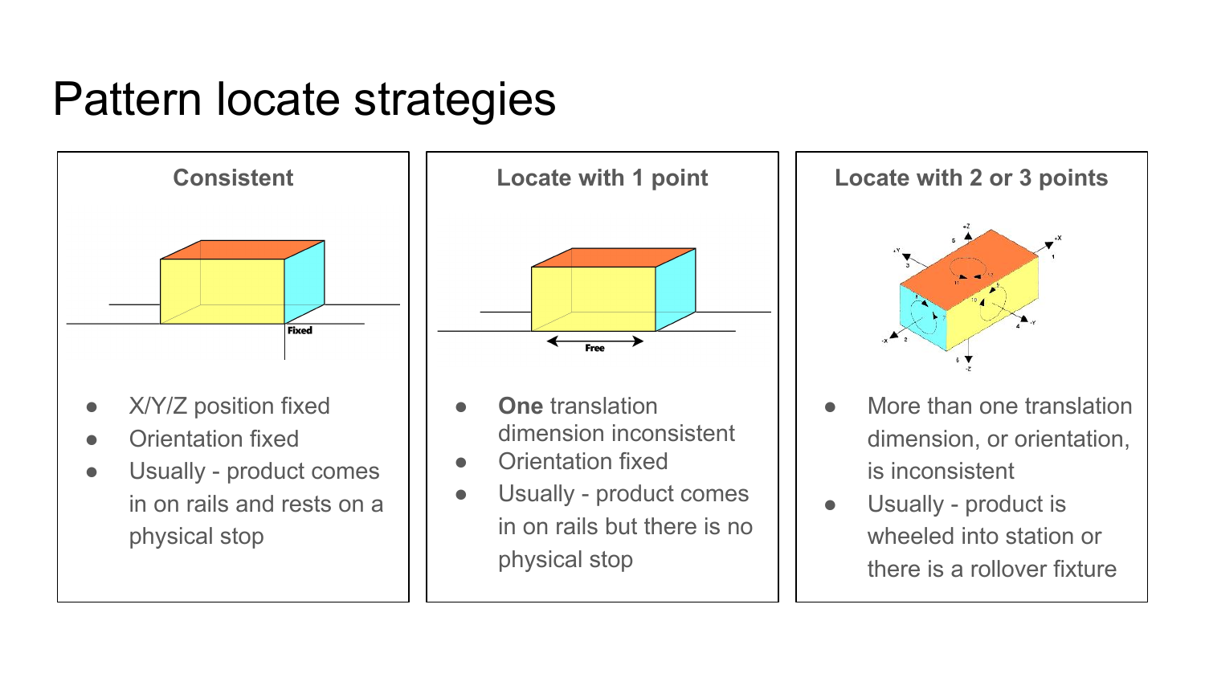# Pattern locate strategies

### Consistent

Fixed

- X/Y/Z position fixed
- Orientation fixed
- Usually - product comes in on rails and rests on a physical stop

### Locate with 1 point

Free

- **One** translation dimension inconsistent
- Orientation fixed
- Usually - product comes in on rails but there is no physical stop

### Locate with 2 or 3 points

- More than one translation dimension, or orientation, is inconsistent
- Usually - product is wheeled into station or there is a rollover fixture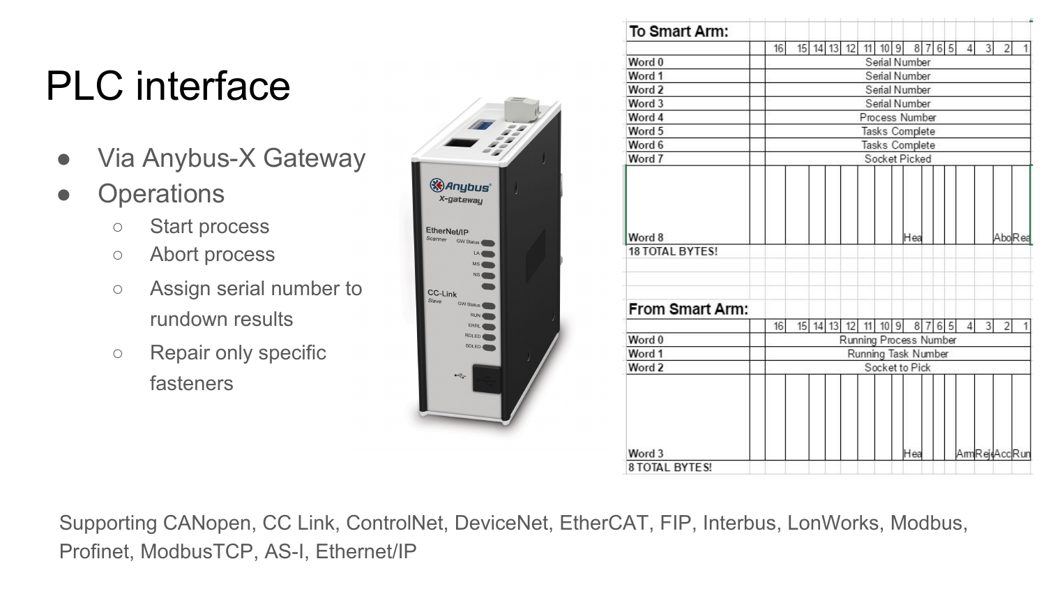# PLC interface

- Via Anybus-X Gateway
- Operations
  - Start process
  - Abort process
  - Assign serial number to rundown results
  - Repair only specific fasteners

**To Smart Arm:**

| | 16 | 15 | 14 | 13 | 12 | 11 | 10 | 9 | 8 | 7 | 6 | 5 | 4 | 3 | 2 | 1 |
|---|---|---|---|---|---|---|---|---|---|---|---|---|---|---|---|---|
| Word 0 | Serial Number | | | | | | | | | | | | | | | |
| Word 1 | Serial Number | | | | | | | | | | | | | | | |
| Word 2 | Serial Number | | | | | | | | | | | | | | | |
| Word 3 | Serial Number | | | | | | | | | | | | | | | |
| Word 4 | Process Number | | | | | | | | | | | | | | | |
| Word 5 | Tasks Complete | | | | | | | | | | | | | | | |
| Word 6 | Tasks Complete | | | | | | | | | | | | | | | |
| Word 7 | Socket Picked | | | | | | | | | | | | | | | |
| Word 8 | | | | | | | | | Hea | | | | | | Abo | Rea |

18 TOTAL BYTES!

**From Smart Arm:**

| | 16 | 15 | 14 | 13 | 12 | 11 | 10 | 9 | 8 | 7 | 6 | 5 | 4 | 3 | 2 | 1 |
|---|---|---|---|---|---|---|---|---|---|---|---|---|---|---|---|---|
| Word 0 | Running Process Number | | | | | | | | | | | | | | | |
| Word 1 | Running Task Number | | | | | | | | | | | | | | | |
| Word 2 | Socket to Pick | | | | | | | | | | | | | | | |
| Word 3 | | | | | | | | | Hea | | | | Arm | Rej | Acc | Run |

8 TOTAL BYTES!

Supporting CANopen, CC Link, ControlNet, DeviceNet, EtherCAT, FIP, Interbus, LonWorks, Modbus, Profinet, ModbusTCP, AS-I, Ethernet/IP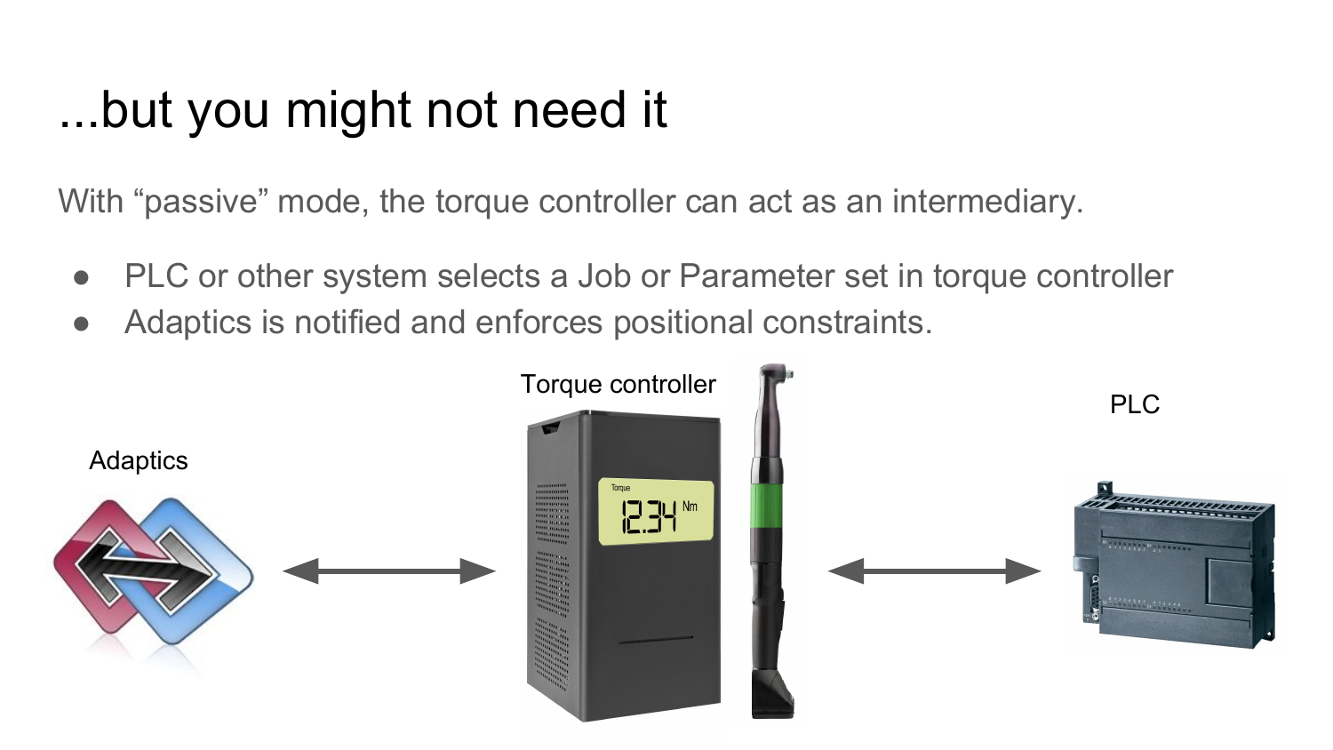# ...but you might not need it

With “passive” mode, the torque controller can act as an intermediary.

- PLC or other system selects a Job or Parameter set in torque controller
- Adaptics is notified and enforces positional constraints.

Adaptics

Torque controller

PLC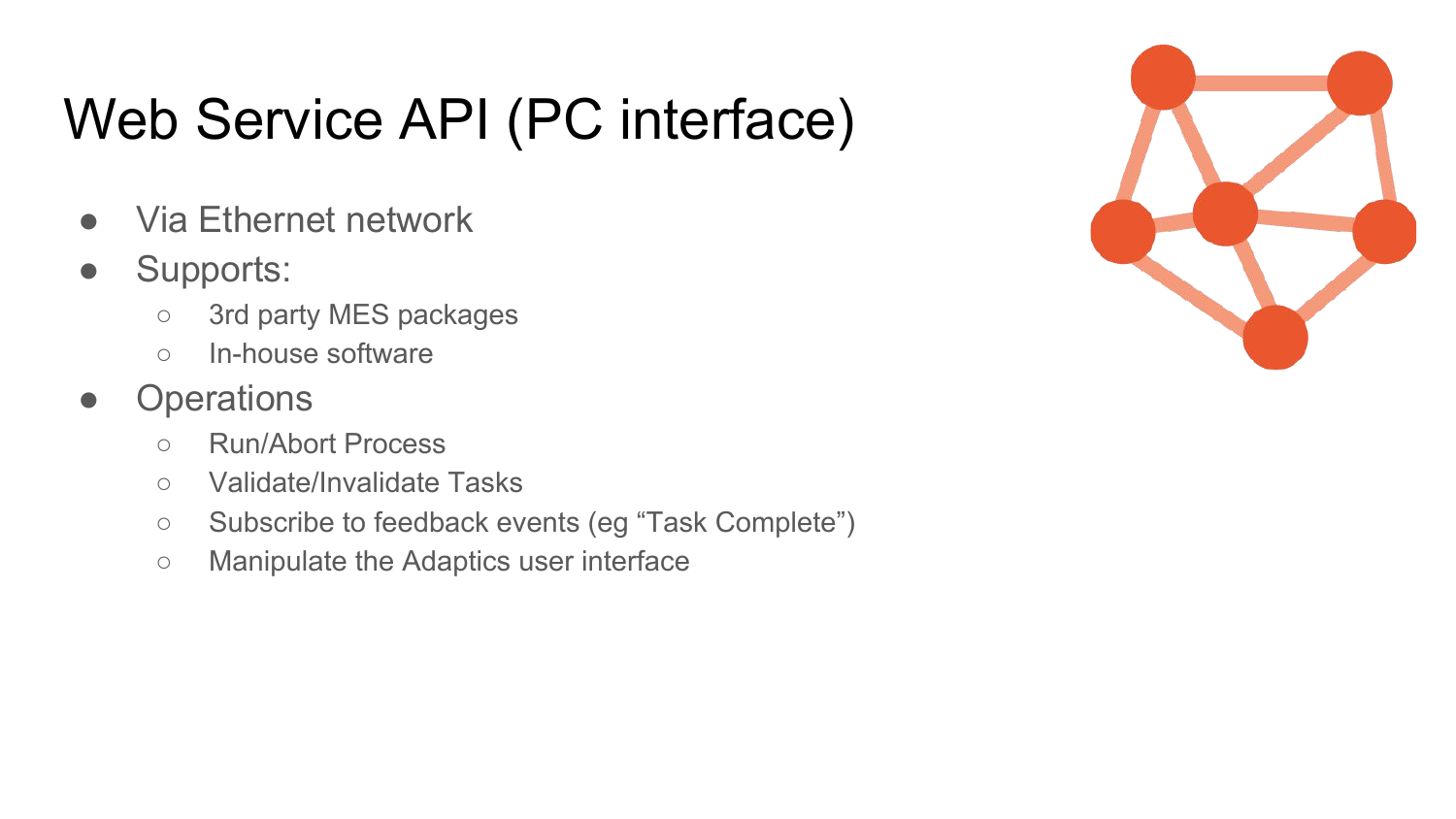# Web Service API (PC interface)

- Via Ethernet network
- Supports:
  - 3rd party MES packages
  - In-house software
- Operations
  - Run/Abort Process
  - Validate/Invalidate Tasks
  - Subscribe to feedback events (eg “Task Complete”)
  - Manipulate the Adaptics user interface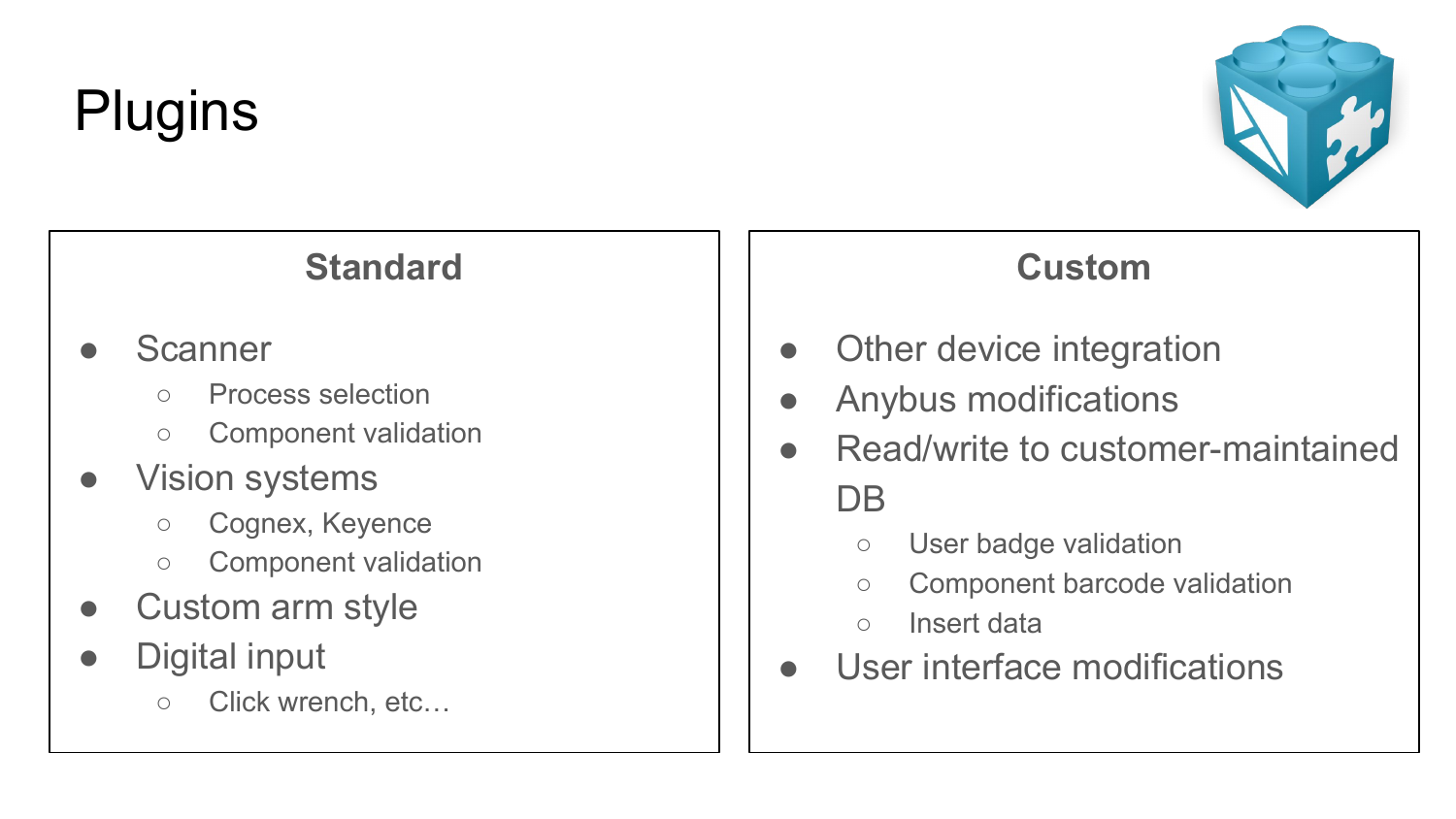# Plugins

## Standard

- Scanner
  - Process selection
  - Component validation
- Vision systems
  - Cognex, Keyence
  - Component validation
- Custom arm style
- Digital input
  - Click wrench, etc…

## Custom

- Other device integration
- Anybus modifications
- Read/write to customer-maintained DB
  - User badge validation
  - Component barcode validation
  - Insert data
- User interface modifications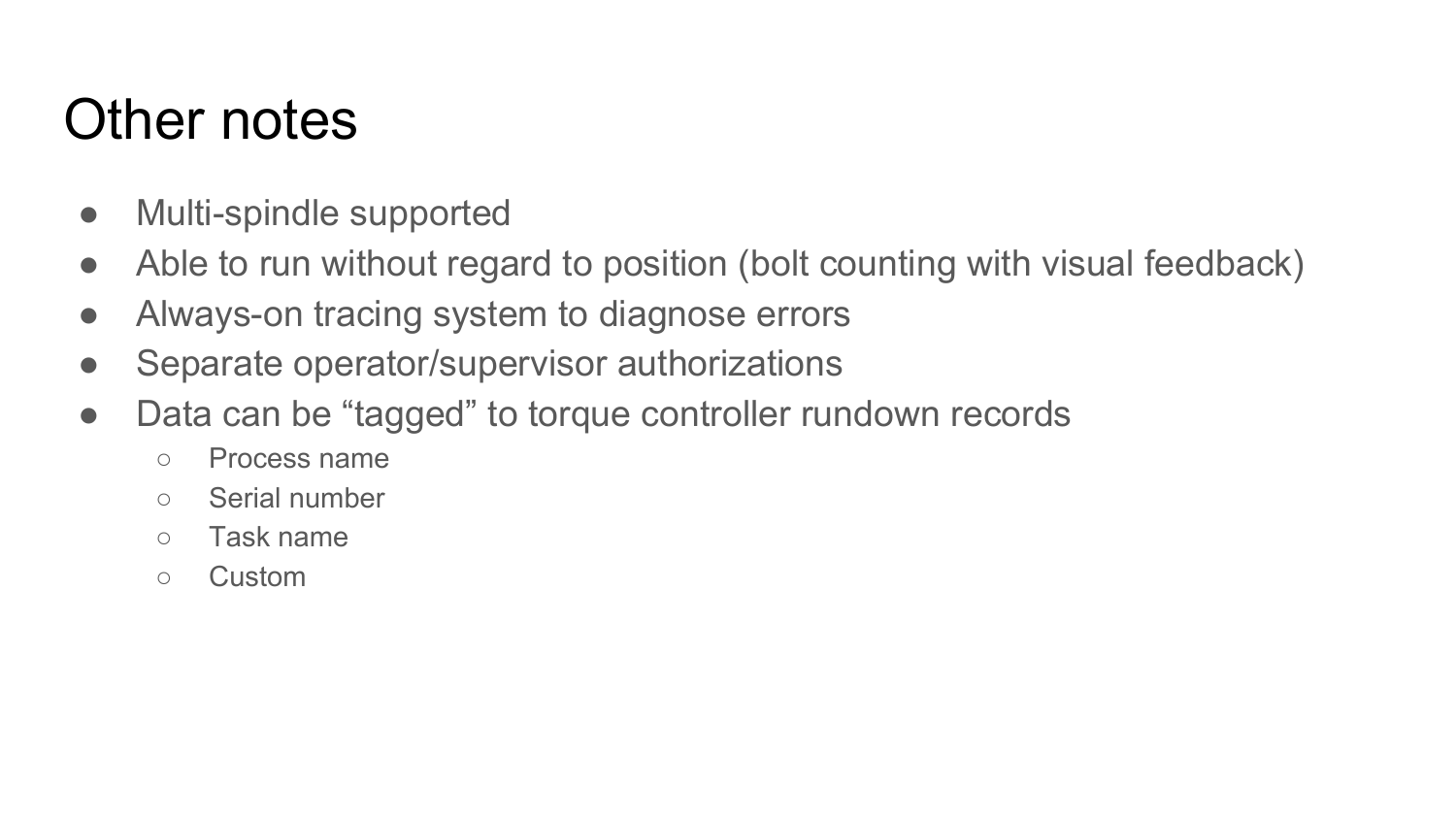# Other notes

- Multi-spindle supported
- Able to run without regard to position (bolt counting with visual feedback)
- Always-on tracing system to diagnose errors
- Separate operator/supervisor authorizations
- Data can be “tagged” to torque controller rundown records
    - Process name
    - Serial number
    - Task name
    - Custom